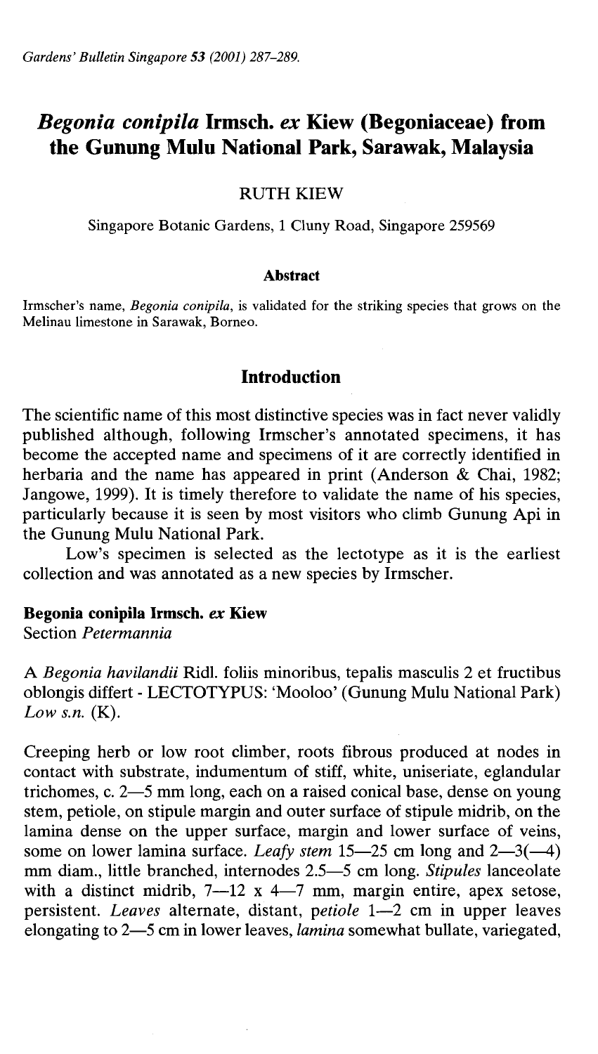# *Begonia conipila* Irmsch. *ex* Kiew (Begoniaceae) from the Gunung Mulu National Park, Sarawak, Malaysia

RUTH KIEW

Singapore Botanic Gardens, 1 Cluny Road, Singapore 259569

### Abstract

Irmscher's name, *Begonia conipila*, is validated for the striking species that grows on the Melinau limestone in Sarawak, Borneo.

## Introduction

The scientific name of this most distinctive species was in fact never validly published although, following Irmscher's annotated specimens, it has become the accepted name and specimens of it are correctly identified in herbaria and the name has appeared in print (Anderson & Chai, 1982; Jangowe, 1999). It is timely therefore to validate the name of his species, particularly because it is seen by most visitors who climb Gunung Api in the Gunung Mulu National Park.

Low's specimen is selected as the lectotype as it is the earliest collection and was annotated as a new species by Irmscher.

**Begonia conipila Irmsch.** ***ex*** **Kiew**

Section *Petermannia*

A *Begonia havilandii* Ridl. foliis minoribus, tepalis masculis 2 et fructibus oblongis differt - LECTOTYPUS: 'Mooloo' (Gunung Mulu National Park) *Low s.n.* (K).

Creeping herb or low root climber, roots fibrous produced at nodes in contact with substrate, indumentum of stiff, white, uniseriate, eglandular trichomes, c. 2—5 mm long, each on a raised conical base, dense on young stem, petiole, on stipule margin and outer surface of stipule midrib, on the lamina dense on the upper surface, margin and lower surface of veins, some on lower lamina surface. *Leafy stem* 15—25 cm long and 2—3(—4) mm diam., little branched, internodes 2.5—5 cm long. *Stipules* lanceolate with a distinct midrib, 7—12 x 4—7 mm, margin entire, apex setose, persistent. *Leaves* alternate, distant, p*etiole* 1—2 cm in upper leaves elongating to 2—5 cm in lower leaves, *lamina* somewhat bullate, variegated,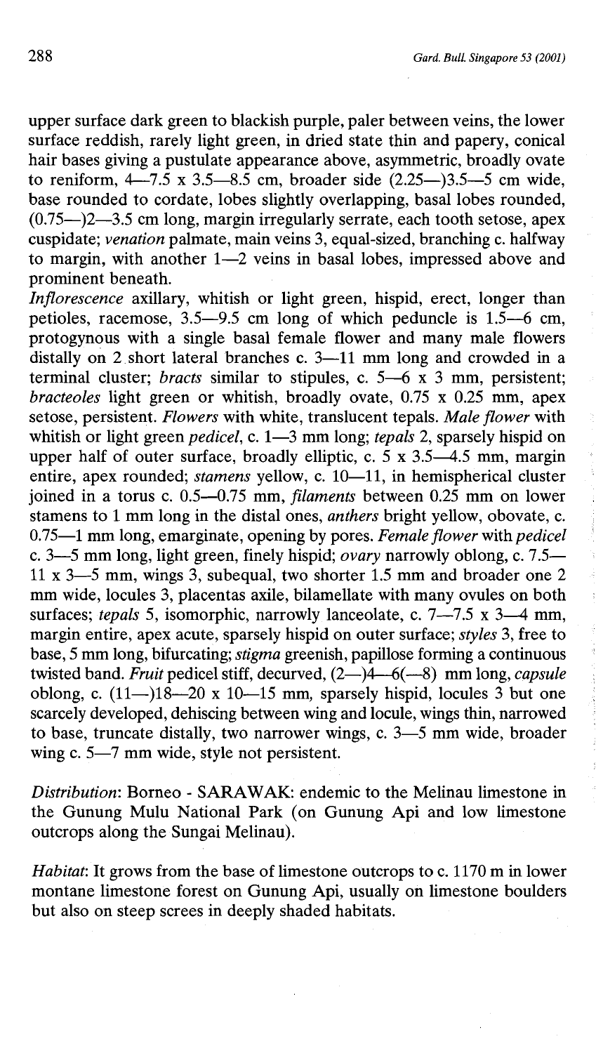upper surface dark green to blackish purple, paler between veins, the lower surface reddish, rarely light green, in dried state thin and papery, conical hair bases giving a pustulate appearance above, asymmetric, broadly ovate to reniform, 4—7.5 x 3.5—8.5 cm, broader side (2.25—)3.5—5 cm wide, base rounded to cordate, lobes slightly overlapping, basal lobes rounded, (0.75—)2—3.5 cm long, margin irregularly serrate, each tooth setose, apex cuspidate; *venation* palmate, main veins 3, equal-sized, branching c. halfway to margin, with another 1—2 veins in basal lobes, impressed above and prominent beneath.

*Inflorescence* axillary, whitish or light green, hispid, erect, longer than petioles, racemose, 3.5—9.5 cm long of which peduncle is 1.5—6 cm, protogynous with a single basal female flower and many male flowers distally on 2 short lateral branches c. 3—11 mm long and crowded in a terminal cluster; *bracts* similar to stipules, c. 5—6 x 3 mm, persistent; *bracteoles* light green or whitish, broadly ovate, 0.75 x 0.25 mm, apex setose, persistent. *Flowers* with white, translucent tepals. *Male flower* with whitish or light green *pedicel*, c. 1—3 mm long; *tepals* 2, sparsely hispid on upper half of outer surface, broadly elliptic, c. 5 x 3.5—4.5 mm, margin entire, apex rounded; *stamens* yellow, c. 10—11, in hemispherical cluster joined in a torus c. 0.5—0.75 mm, *filaments* between 0.25 mm on lower stamens to 1 mm long in the distal ones, *anthers* bright yellow, obovate, c. 0.75—1 mm long, emarginate, opening by pores. *Female flower* with *pedicel* c. 3—5 mm long, light green, finely hispid; *ovary* narrowly oblong, c. 7.5—11 x 3—5 mm, wings 3, subequal, two shorter 1.5 mm and broader one 2 mm wide, locules 3, placentas axile, bilamellate with many ovules on both surfaces; *tepals* 5, isomorphic, narrowly lanceolate, c. 7—7.5 x 3—4 mm, margin entire, apex acute, sparsely hispid on outer surface; *styles* 3, free to base, 5 mm long, bifurcating; *stigma* greenish, papillose forming a continuous twisted band. *Fruit* pedicel stiff, decurved, (2—)4—6(—8) mm long, *capsule* oblong, c. (11—)18—20 x 10—15 mm, sparsely hispid, locules 3 but one scarcely developed, dehiscing between wing and locule, wings thin, narrowed to base, truncate distally, two narrower wings, c. 3—5 mm wide, broader wing c. 5—7 mm wide, style not persistent.

*Distribution*: Borneo - SARAWAK: endemic to the Melinau limestone in the Gunung Mulu National Park (on Gunung Api and low limestone outcrops along the Sungai Melinau).

*Habitat*: It grows from the base of limestone outcrops to c. 1170 m in lower montane limestone forest on Gunung Api, usually on limestone boulders but also on steep screes in deeply shaded habitats.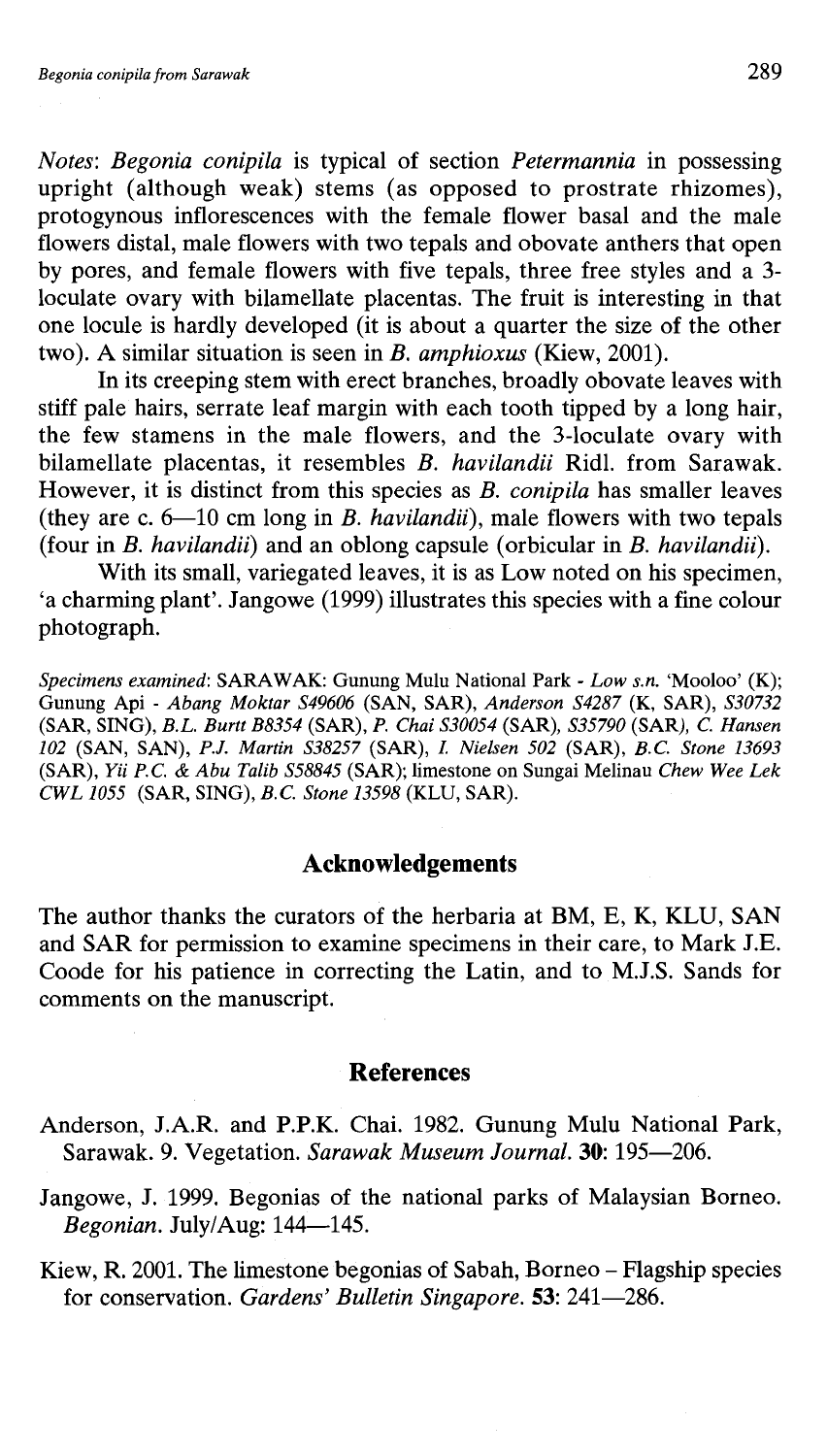*Notes*: *Begonia conipila* is typical of section *Petermannia* in possessing upright (although weak) stems (as opposed to prostrate rhizomes), protogynous inflorescences with the female flower basal and the male flowers distal, male flowers with two tepals and obovate anthers that open by pores, and female flowers with five tepals, three free styles and a 3-loculate ovary with bilamellate placentas. The fruit is interesting in that one locule is hardly developed (it is about a quarter the size of the other two). A similar situation is seen in *B. amphioxus* (Kiew, 2001).

In its creeping stem with erect branches, broadly obovate leaves with stiff pale hairs, serrate leaf margin with each tooth tipped by a long hair, the few stamens in the male flowers, and the 3-loculate ovary with bilamellate placentas, it resembles *B. havilandii* Ridl. from Sarawak. However, it is distinct from this species as *B. conipila* has smaller leaves (they are c. 6—10 cm long in *B. havilandii*), male flowers with two tepals (four in *B. havilandii*) and an oblong capsule (orbicular in *B. havilandii*).

With its small, variegated leaves, it is as Low noted on his specimen, 'a charming plant'. Jangowe (1999) illustrates this species with a fine colour photograph.

*Specimens examined*: SARAWAK: Gunung Mulu National Park - *Low s.n.* 'Mooloo' (K); Gunung Api - *Abang Moktar S49606* (SAN, SAR), *Anderson S4287* (K, SAR), *S30732* (SAR, SING), *B.L. Burtt B8354* (SAR), *P. Chai S30054* (SAR), *S35790* (SAR), *C. Hansen 102* (SAN, SAN), *P.J. Martin S38257* (SAR), *I. Nielsen 502* (SAR), *B.C. Stone 13693* (SAR), *Yii P.C. & Abu Talib S58845* (SAR); limestone on Sungai Melinau *Chew Wee Lek CWL 1055* (SAR, SING), *B.C. Stone 13598* (KLU, SAR).

## Acknowledgements

The author thanks the curators of the herbaria at BM, E, K, KLU, SAN and SAR for permission to examine specimens in their care, to Mark J.E. Coode for his patience in correcting the Latin, and to M.J.S. Sands for comments on the manuscript.

## References

Anderson, J.A.R. and P.P.K. Chai. 1982. Gunung Mulu National Park, Sarawak. 9. Vegetation. *Sarawak Museum Journal*. **30**: 195—206.

Jangowe, J. 1999. Begonias of the national parks of Malaysian Borneo. *Begonian*. July/Aug: 144—145.

Kiew, R. 2001. The limestone begonias of Sabah, Borneo – Flagship species for conservation. *Gardens' Bulletin Singapore*. **53**: 241—286.